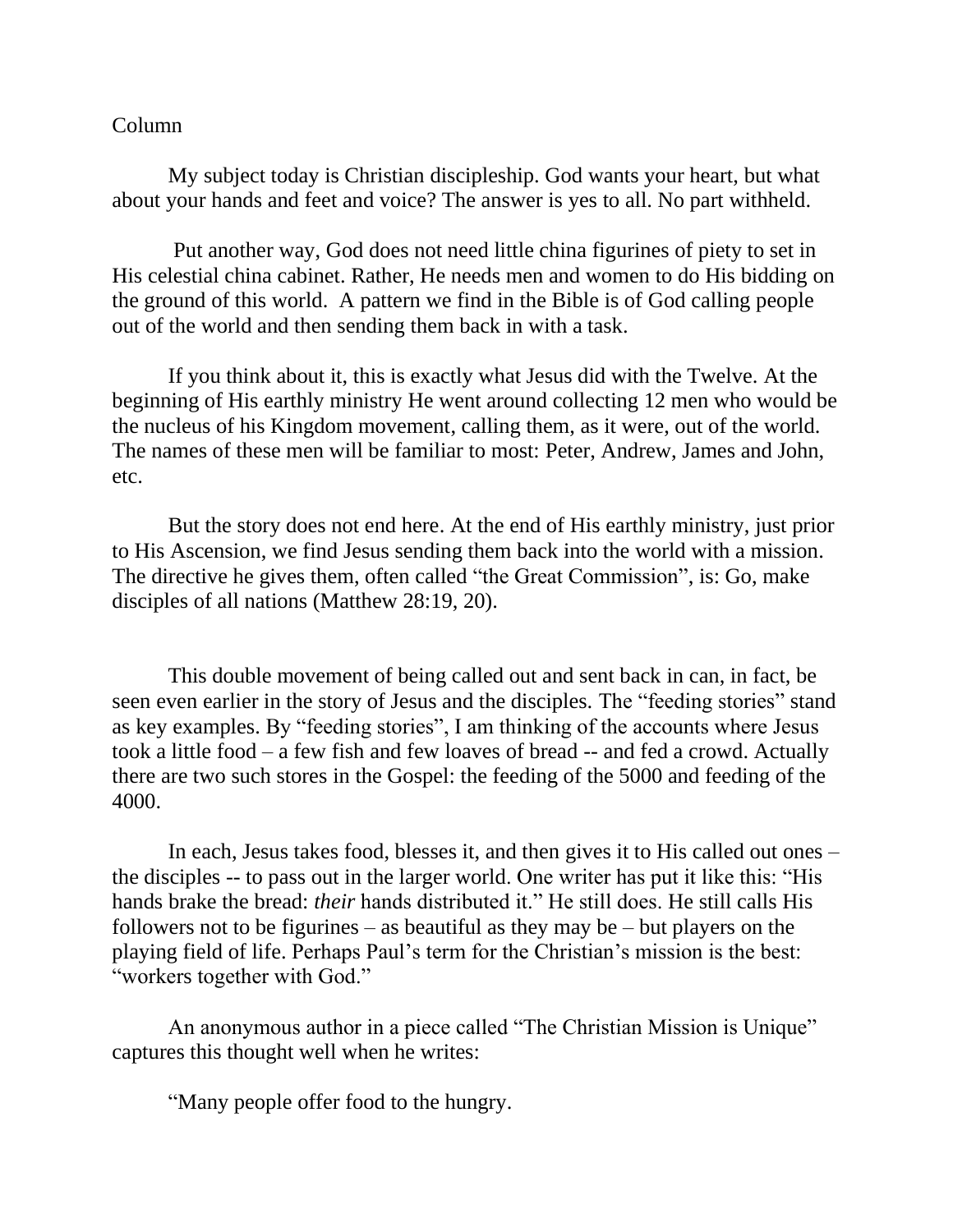Column

My subject today is Christian discipleship. God wants your heart, but what about your hands and feet and voice? The answer is yes to all. No part withheld.

Put another way, God does not need little china figurines of piety to set in His celestial china cabinet. Rather, He needs men and women to do His bidding on the ground of this world. A pattern we find in the Bible is of God calling people out of the world and then sending them back in with a task.

If you think about it, this is exactly what Jesus did with the Twelve. At the beginning of His earthly ministry He went around collecting 12 men who would be the nucleus of his Kingdom movement, calling them, as it were, out of the world. The names of these men will be familiar to most: Peter, Andrew, James and John, etc.

But the story does not end here. At the end of His earthly ministry, just prior to His Ascension, we find Jesus sending them back into the world with a mission. The directive he gives them, often called "the Great Commission", is: Go, make disciples of all nations (Matthew 28:19, 20).

This double movement of being called out and sent back in can, in fact, be seen even earlier in the story of Jesus and the disciples. The "feeding stories" stand as key examples. By "feeding stories", I am thinking of the accounts where Jesus took a little food – a few fish and few loaves of bread -- and fed a crowd. Actually there are two such stores in the Gospel: the feeding of the 5000 and feeding of the 4000.

In each, Jesus takes food, blesses it, and then gives it to His called out ones – the disciples -- to pass out in the larger world. One writer has put it like this: "His hands brake the bread: *their* hands distributed it." He still does. He still calls His followers not to be figurines – as beautiful as they may be – but players on the playing field of life. Perhaps Paul's term for the Christian's mission is the best: "workers together with God."

An anonymous author in a piece called "The Christian Mission is Unique" captures this thought well when he writes:

"Many people offer food to the hungry.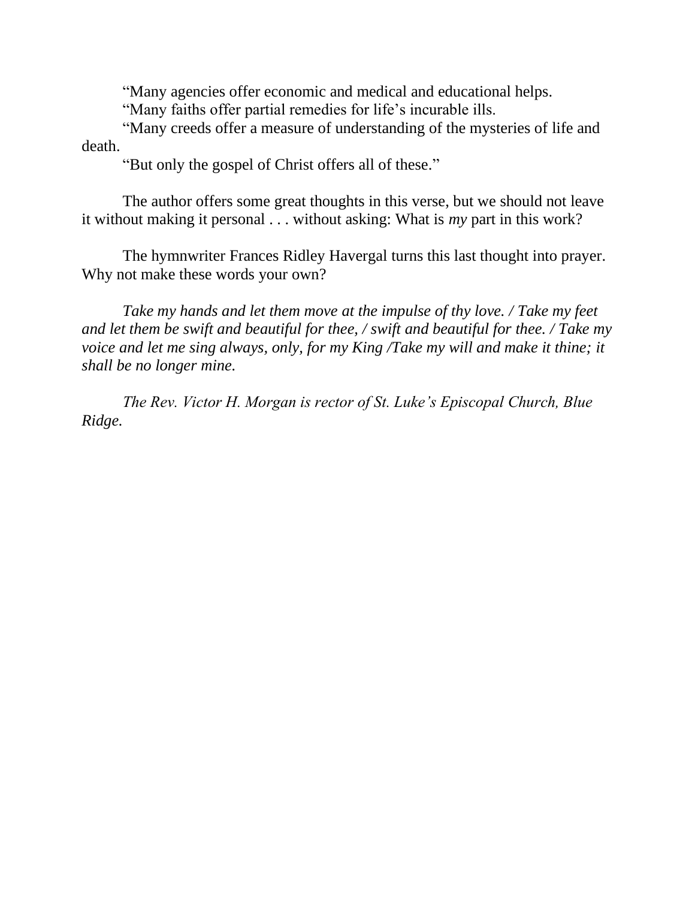"Many agencies offer economic and medical and educational helps.

"Many faiths offer partial remedies for life's incurable ills.

"Many creeds offer a measure of understanding of the mysteries of life and death.

"But only the gospel of Christ offers all of these."

The author offers some great thoughts in this verse, but we should not leave it without making it personal . . . without asking: What is *my* part in this work?

The hymnwriter Frances Ridley Havergal turns this last thought into prayer. Why not make these words your own?

*Take my hands and let them move at the impulse of thy love. / Take my feet and let them be swift and beautiful for thee, / swift and beautiful for thee. / Take my voice and let me sing always, only, for my King /Take my will and make it thine; it shall be no longer mine.*

*The Rev. Victor H. Morgan is rector of St. Luke's Episcopal Church, Blue Ridge.*